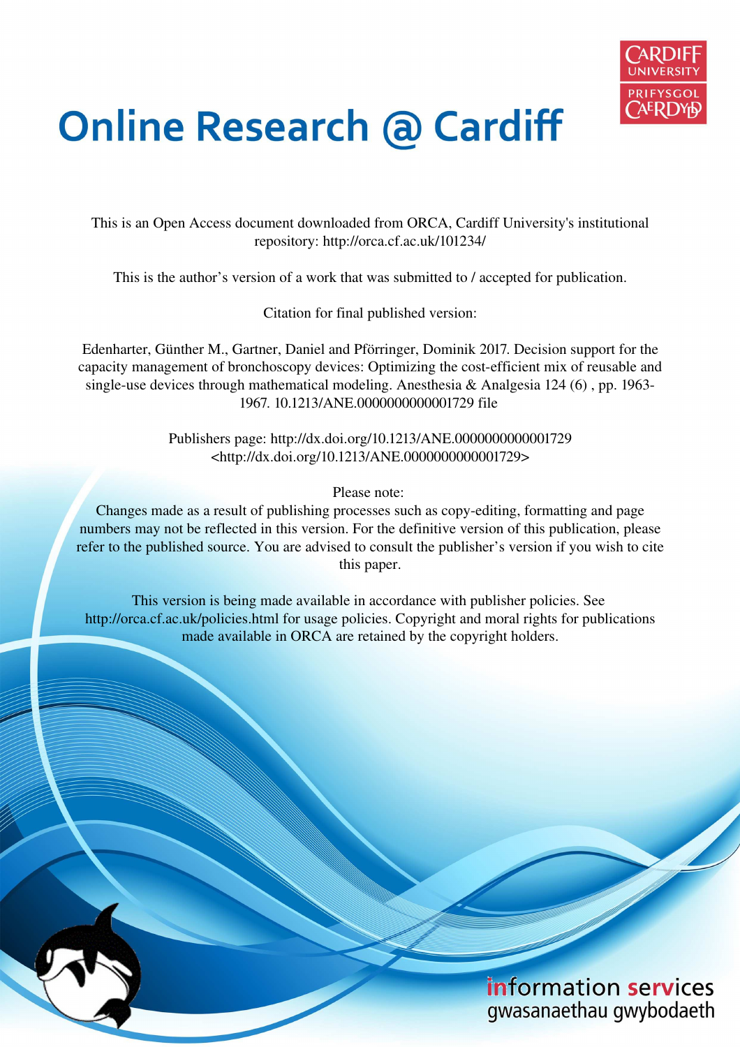# Online Research @ Cardiff

This is an Open Access document downloaded from ORCA, Cardiff University's institutional repository: http://orca.cf.ac.uk/101234/

This is the author's version of a work that was submitted to / accepted for publication.

Citation for final published version:

Edenharter, Günther M., Gartner, Daniel and Pförringer, Dominik 2017. Decision support for the capacity management of bronchoscopy devices: Optimizing the cost-efficient mix of reusable and single-use devices through mathematical modeling. Anesthesia & Analgesia 124 (6) , pp. 1963-1967. 10.1213/ANE.0000000000001729 file

Publishers page: http://dx.doi.org/10.1213/ANE.0000000000001729 <http://dx.doi.org/10.1213/ANE.0000000000001729>

Please note:
Changes made as a result of publishing processes such as copy-editing, formatting and page numbers may not be reflected in this version. For the definitive version of this publication, please refer to the published source. You are advised to consult the publisher's version if you wish to cite this paper.

This version is being made available in accordance with publisher policies. See http://orca.cf.ac.uk/policies.html for usage policies. Copyright and moral rights for publications made available in ORCA are retained by the copyright holders.

information services
gwasanaethau gwybodaeth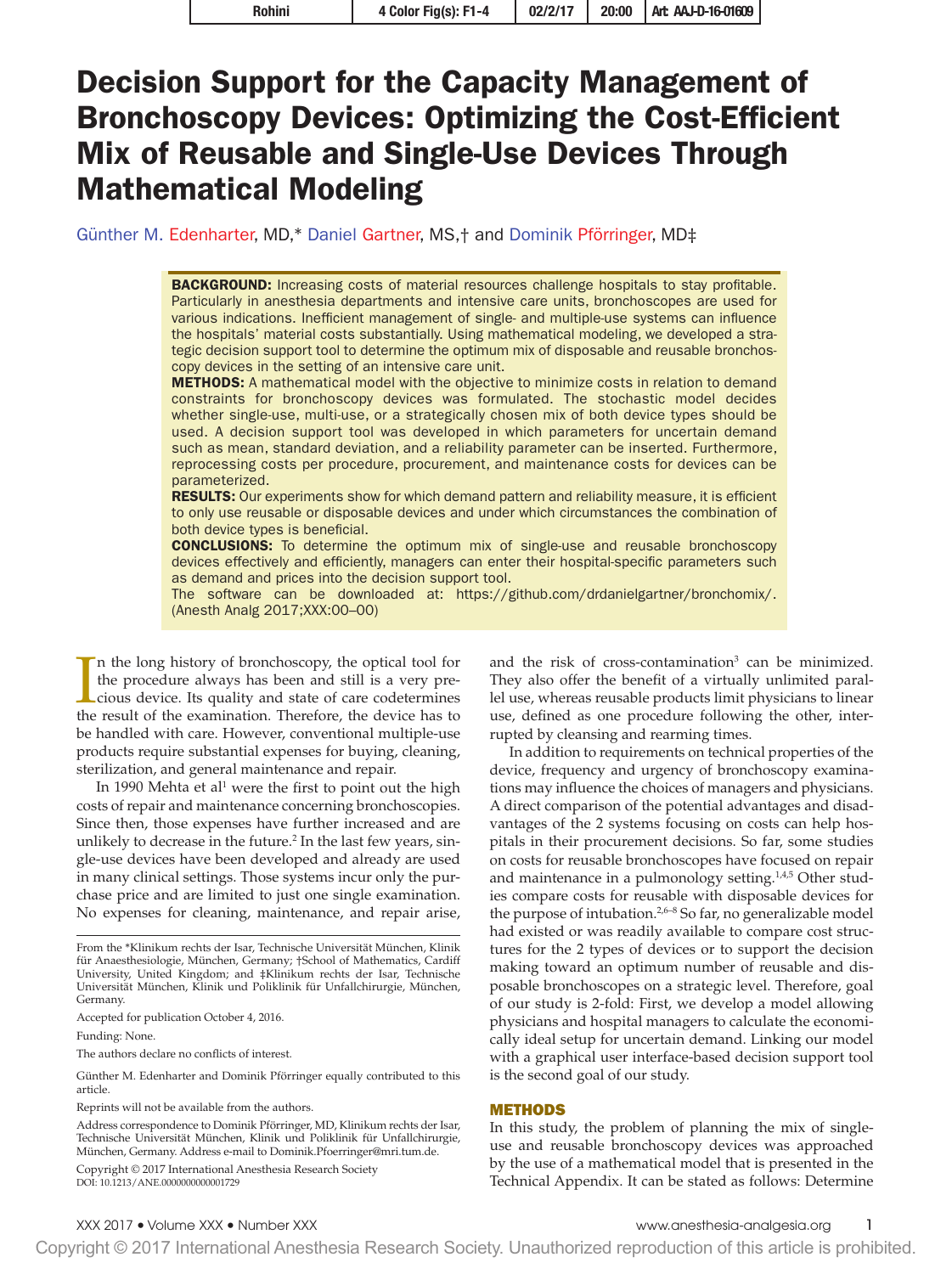# Decision Support for the Capacity Management of Bronchoscopy Devices: Optimizing the Cost-Efficient Mix of Reusable and Single-Use Devices Through Mathematical Modeling

Günther M. Edenharter, MD,* Daniel Gartner, MS,† and Dominik Pförringer, MD‡

**BACKGROUND:** Increasing costs of material resources challenge hospitals to stay profitable. Particularly in anesthesia departments and intensive care units, bronchoscopes are used for various indications. Inefficient management of single- and multiple-use systems can influence the hospitals' material costs substantially. Using mathematical modeling, we developed a strategic decision support tool to determine the optimum mix of disposable and reusable bronchoscopy devices in the setting of an intensive care unit.

**METHODS:** A mathematical model with the objective to minimize costs in relation to demand constraints for bronchoscopy devices was formulated. The stochastic model decides whether single-use, multi-use, or a strategically chosen mix of both device types should be used. A decision support tool was developed in which parameters for uncertain demand such as mean, standard deviation, and a reliability parameter can be inserted. Furthermore, reprocessing costs per procedure, procurement, and maintenance costs for devices can be parameterized.

**RESULTS:** Our experiments show for which demand pattern and reliability measure, it is efficient to only use reusable or disposable devices and under which circumstances the combination of both device types is beneficial.

**CONCLUSIONS:** To determine the optimum mix of single-use and reusable bronchoscopy devices effectively and efficiently, managers can enter their hospital-specific parameters such as demand and prices into the decision support tool.

The software can be downloaded at: https://github.com/drdanielgartner/bronchomix/. (Anesth Analg 2017;XXX:00–00)

In the long history of bronchoscopy, the optical tool for the procedure always has been and still is a very precious device. Its quality and state of care codetermines the result of the examination. Therefore, the device has to be handled with care. However, conventional multiple-use products require substantial expenses for buying, cleaning, sterilization, and general maintenance and repair.

In 1990 Mehta et al[1] were the first to point out the high costs of repair and maintenance concerning bronchoscopies. Since then, those expenses have further increased and are unlikely to decrease in the future.[2] In the last few years, single-use devices have been developed and already are used in many clinical settings. Those systems incur only the purchase price and are limited to just one single examination. No expenses for cleaning, maintenance, and repair arise, and the risk of cross-contamination[3] can be minimized. They also offer the benefit of a virtually unlimited parallel use, whereas reusable products limit physicians to linear use, defined as one procedure following the other, interrupted by cleansing and rearming times.

In addition to requirements on technical properties of the device, frequency and urgency of bronchoscopy examinations may influence the choices of managers and physicians. A direct comparison of the potential advantages and disadvantages of the 2 systems focusing on costs can help hospitals in their procurement decisions. So far, some studies on costs for reusable bronchoscopes have focused on repair and maintenance in a pulmonology setting.[1,4,5] Other studies compare costs for reusable with disposable devices for the purpose of intubation.[2,6–8] So far, no generalizable model had existed or was readily available to compare cost structures for the 2 types of devices or to support the decision making toward an optimum number of reusable and disposable bronchoscopes on a strategic level. Therefore, goal of our study is 2-fold: First, we develop a model allowing physicians and hospital managers to calculate the economically ideal setup for uncertain demand. Linking our model with a graphical user interface-based decision support tool is the second goal of our study.

## METHODS

In this study, the problem of planning the mix of single-use and reusable bronchoscopy devices was approached by the use of a mathematical model that is presented in the Technical Appendix. It can be stated as follows: Determine

From the *Klinikum rechts der Isar, Technische Universität München, Klinik für Anaesthesiologie, München, Germany; †School of Mathematics, Cardiff University, United Kingdom; and ‡Klinikum rechts der Isar, Technische Universität München, Klinik und Poliklinik für Unfallchirurgie, München, Germany.

Accepted for publication October 4, 2016.

Funding: None.

The authors declare no conflicts of interest.

Günther M. Edenharter and Dominik Pförringer equally contributed to this article.

Reprints will not be available from the authors.

Address correspondence to Dominik Pförringer, MD, Klinikum rechts der Isar, Technische Universität München, Klinik und Poliklinik für Unfallchirurgie, München, Germany. Address e-mail to Dominik.Pfoerringer@mri.tum.de.

Copyright © 2017 International Anesthesia Research Society

DOI: 10.1213/ANE.0000000000001729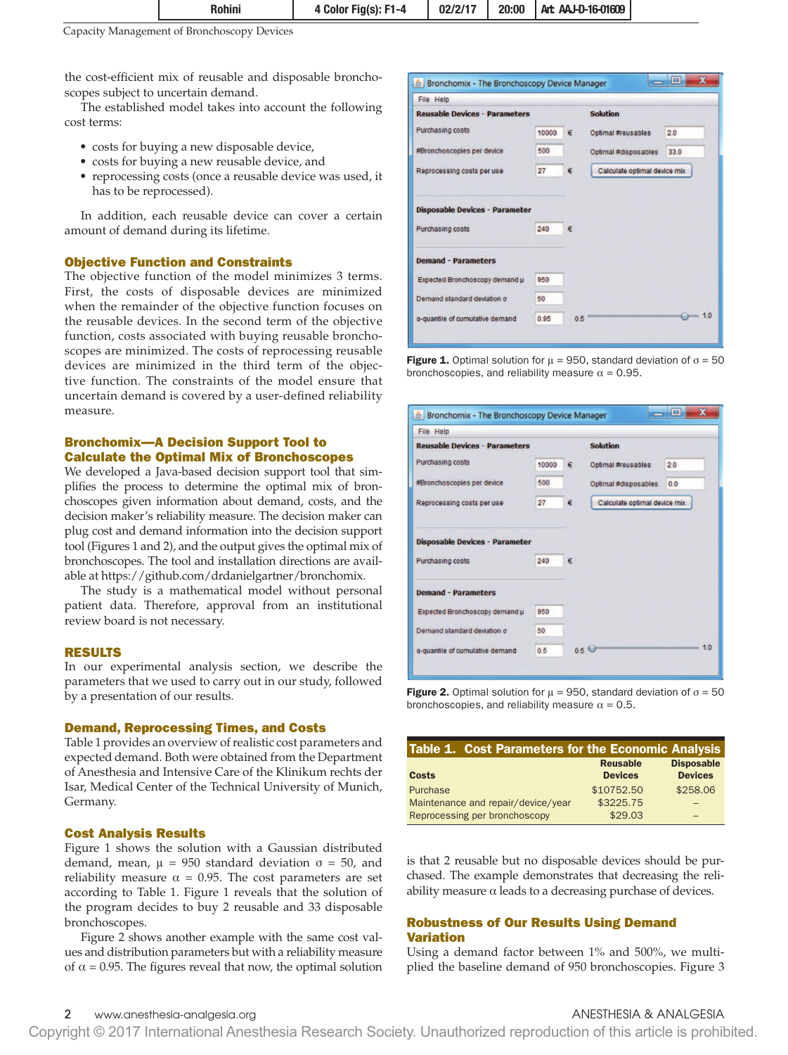the cost-efficient mix of reusable and disposable bronchoscopes subject to uncertain demand.

The established model takes into account the following cost terms:

- costs for buying a new disposable device,
- costs for buying a new reusable device, and
- reprocessing costs (once a reusable device was used, it has to be reprocessed).

In addition, each reusable device can cover a certain amount of demand during its lifetime.

### Objective Function and Constraints

The objective function of the model minimizes 3 terms. First, the costs of disposable devices are minimized when the remainder of the objective function focuses on the reusable devices. In the second term of the objective function, costs associated with buying reusable bronchoscopes are minimized. The costs of reprocessing reusable devices are minimized in the third term of the objective function. The constraints of the model ensure that uncertain demand is covered by a user-defined reliability measure.

### Bronchomix—A Decision Support Tool to Calculate the Optimal Mix of Bronchoscopes

We developed a Java-based decision support tool that simplifies the process to determine the optimal mix of bronchoscopes given information about demand, costs, and the decision maker's reliability measure. The decision maker can plug cost and demand information into the decision support tool (Figures 1 and 2), and the output gives the optimal mix of bronchoscopes. The tool and installation directions are available at https://github.com/drdanielgartner/bronchomix.

The study is a mathematical model without personal patient data. Therefore, approval from an institutional review board is not necessary.

## RESULTS

In our experimental analysis section, we describe the parameters that we used to carry out in our study, followed by a presentation of our results.

### Demand, Reprocessing Times, and Costs

Table 1 provides an overview of realistic cost parameters and expected demand. Both were obtained from the Department of Anesthesia and Intensive Care of the Klinikum rechts der Isar, Medical Center of the Technical University of Munich, Germany.

### Cost Analysis Results

Figure 1 shows the solution with a Gaussian distributed demand, mean, $\mu$ = 950 standard deviation $\sigma$ = 50, and reliability measure $\alpha$ = 0.95. The cost parameters are set according to Table 1. Figure 1 reveals that the solution of the program decides to buy 2 reusable and 33 disposable bronchoscopes.

Figure 2 shows another example with the same cost values and distribution parameters but with a reliability measure of $\alpha$ = 0.95. The figures reveal that now, the optimal solution is that 2 reusable but no disposable devices should be purchased. The example demonstrates that decreasing the reliability measure $\alpha$ leads to a decreasing purchase of devices.

Bronchomix - The Bronchoscopy Device Manager

File Help

Reusable Devices - Parameters

Purchasing costs 10000 €

#Bronchoscopies per device 500

Reprocessing costs per use 27 €

Solution

Optimal #reusables 2.0

Optimal #disposables 33.0

Calculate optimal device mix

Disposable Devices - Parameter

Purchasing costs 240 €

Demand - Parameters

Expected Bronchoscopy demand μ 950

Demand standard deviation σ 50

α-quantile of cumulative demand 0.95

0.5 1.0

**Figure 1.** Optimal solution for $\mu$ = 950, standard deviation of $\sigma$ = 50 bronchoscopies, and reliability measure $\alpha$ = 0.95.

Bronchomix - The Bronchoscopy Device Manager

File Help

Reusable Devices - Parameters

Purchasing costs 10000 €

#Bronchoscopies per device 500

Reprocessing costs per use 27 €

Solution

Optimal #reusables 2.0

Optimal #disposables 0.0

Calculate optimal device mix

Disposable Devices - Parameter

Purchasing costs 240 €

Demand - Parameters

Expected Bronchoscopy demand μ 950

Demand standard deviation σ 50

α-quantile of cumulative demand 0.5

0.5 1.0

**Figure 2.** Optimal solution for $\mu$ = 950, standard deviation of $\sigma$ = 50 bronchoscopies, and reliability measure $\alpha$ = 0.5.

**Table 1. Cost Parameters for the Economic Analysis**

| Costs | Reusable Devices | Disposable Devices |
|---|---|---|
| Purchase | $10752.50 | $258.06 |
| Maintenance and repair/device/year | $3225.75 | – |
| Reprocessing per bronchoscopy | $29.03 | – |

### Robustness of Our Results Using Demand Variation

Using a demand factor between 1% and 500%, we multiplied the baseline demand of 950 bronchoscopies. Figure 3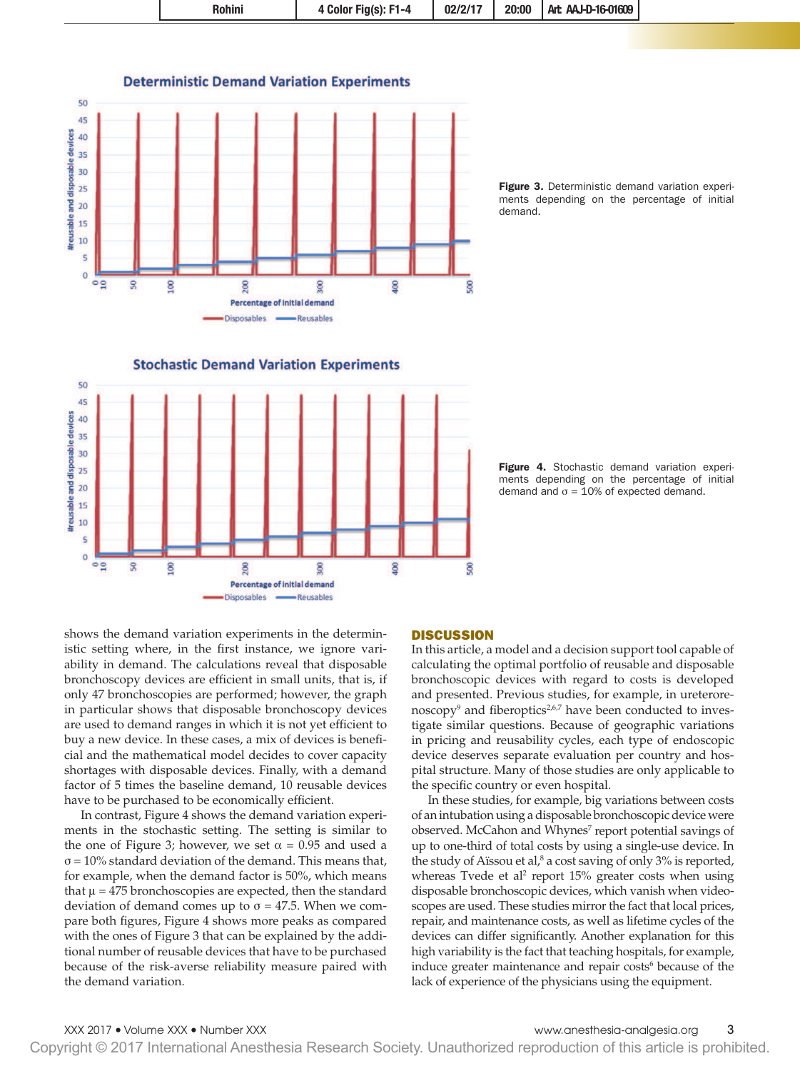Deterministic Demand Variation Experiments

50
45
40
35
30
25
20
15
10
5
0

#reusable and disposable devices

0
10
50
100
200
300
400
500

Percentage of initial demand

Disposables
Reusables

**Figure 3.** Deterministic demand variation experiments depending on the percentage of initial demand.

Stochastic Demand Variation Experiments

50
45
40
35
30
25
20
15
10
5
0

#reusable and disposable devices

0
10
50
100
200
300
400
500

Percentage of initial demand

Disposables
Reusables

**Figure 4.** Stochastic demand variation experiments depending on the percentage of initial demand and $\sigma$ = 10% of expected demand.

shows the demand variation experiments in the deterministic setting where, in the first instance, we ignore variability in demand. The calculations reveal that disposable bronchoscopy devices are efficient in small units, that is, if only 47 bronchoscopies are performed; however, the graph in particular shows that disposable bronchoscopy devices are used to demand ranges in which it is not yet efficient to buy a new device. In these cases, a mix of devices is beneficial and the mathematical model decides to cover capacity shortages with disposable devices. Finally, with a demand factor of 5 times the baseline demand, 10 reusable devices have to be purchased to be economically efficient.

In contrast, Figure 4 shows the demand variation experiments in the stochastic setting. The setting is similar to the one of Figure 3; however, we set $\alpha$ = 0.95 and used a $\sigma$ = 10% standard deviation of the demand. This means that, for example, when the demand factor is 50%, which means that $\mu$ = 475 bronchoscopies are expected, then the standard deviation of demand comes up to $\sigma$ = 47.5. When we compare both figures, Figure 4 shows more peaks as compared with the ones of Figure 3 that can be explained by the additional number of reusable devices that have to be purchased because of the risk-averse reliability measure paired with the demand variation.

## DISCUSSION

In this article, a model and a decision support tool capable of calculating the optimal portfolio of reusable and disposable bronchoscopic devices with regard to costs is developed and presented. Previous studies, for example, in ureterorenoscopy[9] and fiberoptics[2,6,7] have been conducted to investigate similar questions. Because of geographic variations in pricing and reusability cycles, each type of endoscopic device deserves separate evaluation per country and hospital structure. Many of those studies are only applicable to the specific country or even hospital.

In these studies, for example, big variations between costs of an intubation using a disposable bronchoscopic device were observed. McCahon and Whynes[7] report potential savings of up to one-third of total costs by using a single-use device. In the study of Aïssou et al,[8] a cost saving of only 3% is reported, whereas Tvede et al[2] report 15% greater costs when using disposable bronchoscopic devices, which vanish when videoscopes are used. These studies mirror the fact that local prices, repair, and maintenance costs, as well as lifetime cycles of the devices can differ significantly. Another explanation for this high variability is the fact that teaching hospitals, for example, induce greater maintenance and repair costs[6] because of the lack of experience of the physicians using the equipment.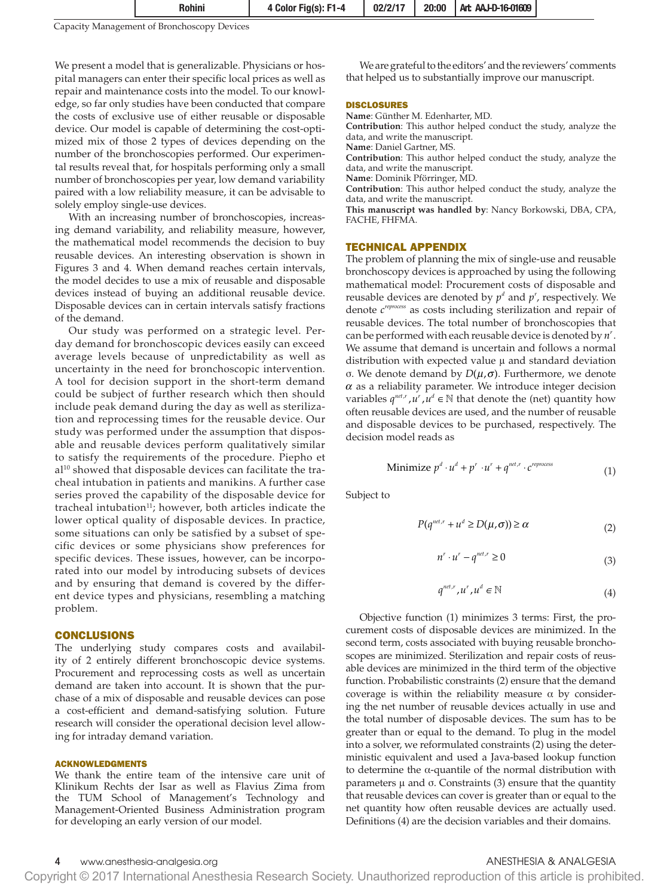We present a model that is generalizable. Physicians or hospital managers can enter their specific local prices as well as repair and maintenance costs into the model. To our knowledge, so far only studies have been conducted that compare the costs of exclusive use of either reusable or disposable device. Our model is capable of determining the cost-optimized mix of those 2 types of devices depending on the number of the bronchoscopies performed. Our experimental results reveal that, for hospitals performing only a small number of bronchoscopies per year, low demand variability paired with a low reliability measure, it can be advisable to solely employ single-use devices.

With an increasing number of bronchoscopies, increasing demand variability, and reliability measure, however, the mathematical model recommends the decision to buy reusable devices. An interesting observation is shown in Figures 3 and 4. When demand reaches certain intervals, the model decides to use a mix of reusable and disposable devices instead of buying an additional reusable device. Disposable devices can in certain intervals satisfy fractions of the demand.

Our study was performed on a strategic level. Per-day demand for bronchoscopic devices easily can exceed average levels because of unpredictability as well as uncertainty in the need for bronchoscopic intervention. A tool for decision support in the short-term demand could be subject of further research which then should include peak demand during the day as well as sterilization and reprocessing times for the reusable device. Our study was performed under the assumption that disposable and reusable devices perform qualitatively similar to satisfy the requirements of the procedure. Piepho et al[10] showed that disposable devices can facilitate the tracheal intubation in patients and manikins. A further case series proved the capability of the disposable device for tracheal intubation[11]; however, both articles indicate the lower optical quality of disposable devices. In practice, some situations can only be satisfied by a subset of specific devices or some physicians show preferences for specific devices. These issues, however, can be incorporated into our model by introducing subsets of devices and by ensuring that demand is covered by the different device types and physicians, resembling a matching problem.

## CONCLUSIONS

The underlying study compares costs and availability of 2 entirely different bronchoscopic device systems. Procurement and reprocessing costs as well as uncertain demand are taken into account. It is shown that the purchase of a mix of disposable and reusable devices can pose a cost-efficient and demand-satisfying solution. Future research will consider the operational decision level allowing for intraday demand variation.

### ACKNOWLEDGMENTS

We thank the entire team of the intensive care unit of Klinikum Rechts der Isar as well as Flavius Zima from the TUM School of Management's Technology and Management-Oriented Business Administration program for developing an early version of our model.

We are grateful to the editors' and the reviewers' comments that helped us to substantially improve our manuscript.

### DISCLOSURES

**Name**: Günther M. Edenharter, MD.
**Contribution**: This author helped conduct the study, analyze the data, and write the manuscript.
**Name**: Daniel Gartner, MS.
**Contribution**: This author helped conduct the study, analyze the data, and write the manuscript.
**Name**: Dominik Pförringer, MD.
**Contribution**: This author helped conduct the study, analyze the data, and write the manuscript.
**This manuscript was handled by**: Nancy Borkowski, DBA, CPA, FACHE, FHFMA.

## TECHNICAL APPENDIX

The problem of planning the mix of single-use and reusable bronchoscopy devices is approached by using the following mathematical model: Procurement costs of disposable and reusable devices are denoted by $p^d$ and $p^r$, respectively. We denote $c^{reprocess}$ as costs including sterilization and repair of reusable devices. The total number of bronchoscopies that can be performed with each reusable device is denoted by $n^r$. We assume that demand is uncertain and follows a normal distribution with expected value μ and standard deviation σ. We denote demand by $D(\mu, \sigma)$. Furthermore, we denote $\alpha$ as a reliability parameter. We introduce integer decision variables $q^{net,r}, u^r, u^d \in \mathbb{N}$ that denote the (net) quantity how often reusable devices are used, and the number of reusable and disposable devices to be purchased, respectively. The decision model reads as

$$\text{Minimize } p^d \cdot u^d + p^r \cdot u^r + q^{net,r} \cdot c^{reprocess} \tag{1}$$

Subject to

$$P(q^{net,r} + u^d \geq D(\mu, \sigma)) \geq \alpha \tag{2}$$

$$n^r \cdot u^r - q^{net,r} \geq 0 \tag{3}$$

$$q^{net,r}, u^r, u^d \in \mathbb{N} \tag{4}$$

Objective function (1) minimizes 3 terms: First, the procurement costs of disposable devices are minimized. In the second term, costs associated with buying reusable bronchoscopes are minimized. Sterilization and repair costs of reusable devices are minimized in the third term of the objective function. Probabilistic constraints (2) ensure that the demand coverage is within the reliability measure α by considering the net number of reusable devices actually in use and the total number of disposable devices. The sum has to be greater than or equal to the demand. To plug in the model into a solver, we reformulated constraints (2) using the deterministic equivalent and used a Java-based lookup function to determine the α-quantile of the normal distribution with parameters μ and σ. Constraints (3) ensure that the quantity that reusable devices can cover is greater than or equal to the net quantity how often reusable devices are actually used. Definitions (4) are the decision variables and their domains.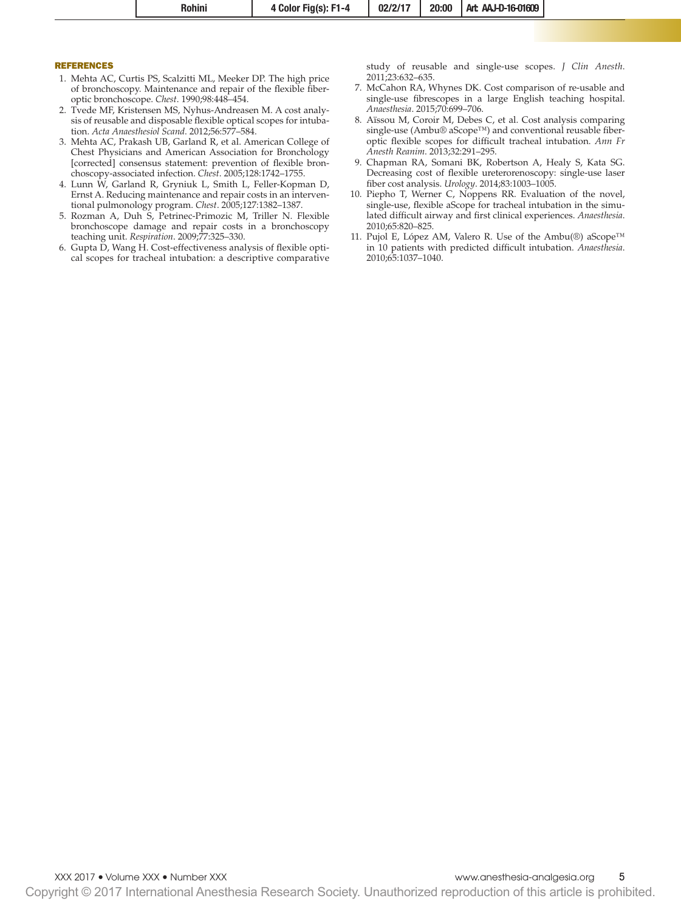## REFERENCES

1. Mehta AC, Curtis PS, Scalzitti ML, Meeker DP. The high price of bronchoscopy. Maintenance and repair of the flexible fiberoptic bronchoscope. *Chest*. 1990;98:448–454.
2. Tvede MF, Kristensen MS, Nyhus-Andreasen M. A cost analysis of reusable and disposable flexible optical scopes for intubation. *Acta Anaesthesiol Scand*. 2012;56:577–584.
3. Mehta AC, Prakash UB, Garland R, et al. American College of Chest Physicians and American Association for Bronchology [corrected] consensus statement: prevention of flexible bronchoscopy-associated infection. *Chest*. 2005;128:1742–1755.
4. Lunn W, Garland R, Gryniuk L, Smith L, Feller-Kopman D, Ernst A. Reducing maintenance and repair costs in an interventional pulmonology program. *Chest*. 2005;127:1382–1387.
5. Rozman A, Duh S, Petrinec-Primozic M, Triller N. Flexible bronchoscope damage and repair costs in a bronchoscopy teaching unit. *Respiration*. 2009;77:325–330.
6. Gupta D, Wang H. Cost-effectiveness analysis of flexible optical scopes for tracheal intubation: a descriptive comparative study of reusable and single-use scopes. *J Clin Anesth*. 2011;23:632–635.
7. McCahon RA, Whynes DK. Cost comparison of re-usable and single-use fibrescopes in a large English teaching hospital. *Anaesthesia*. 2015;70:699–706.
8. Aïssou M, Coroir M, Debes C, et al. Cost analysis comparing single-use (Ambu® aScope™) and conventional reusable fiberoptic flexible scopes for difficult tracheal intubation. *Ann Fr Anesth Reanim*. 2013;32:291–295.
9. Chapman RA, Somani BK, Robertson A, Healy S, Kata SG. Decreasing cost of flexible ureterorenoscopy: single-use laser fiber cost analysis. *Urology*. 2014;83:1003–1005.
10. Piepho T, Werner C, Noppens RR. Evaluation of the novel, single-use, flexible aScope for tracheal intubation in the simulated difficult airway and first clinical experiences. *Anaesthesia*. 2010;65:820–825.
11. Pujol E, López AM, Valero R. Use of the Ambu(®) aScope™ in 10 patients with predicted difficult intubation. *Anaesthesia*. 2010;65:1037–1040.